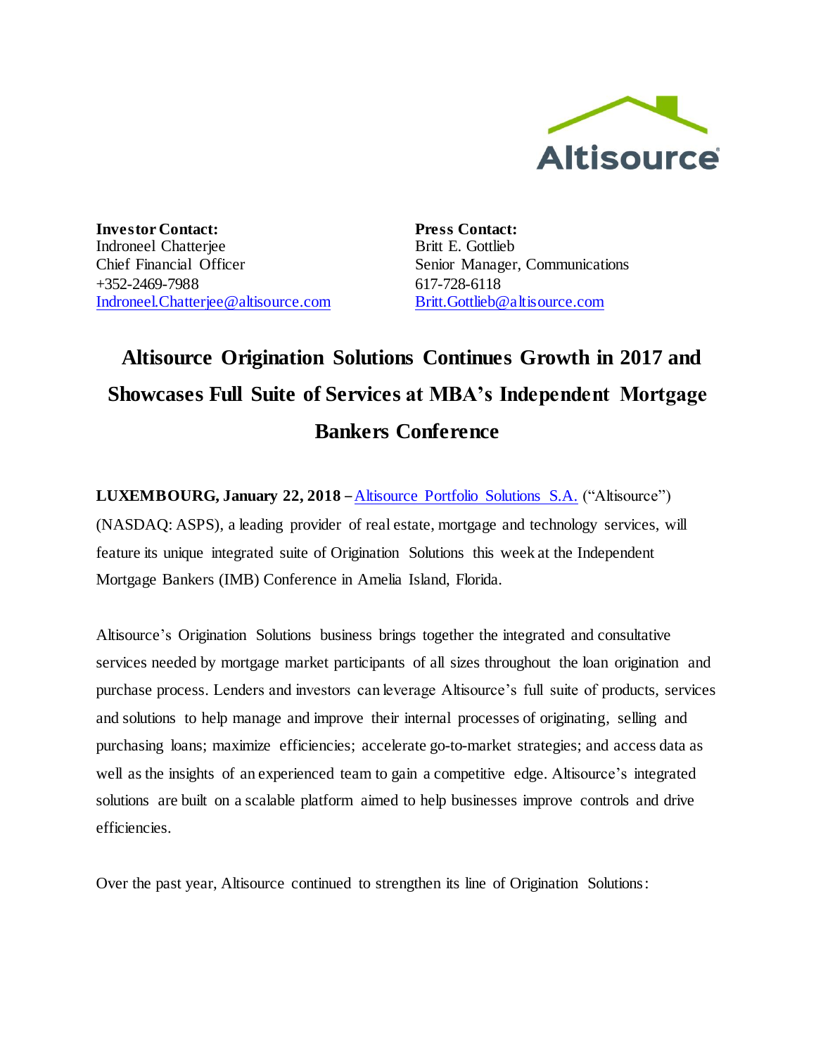**Investor Contact:**
Indroneel Chatterjee
Chief Financial Officer
+352-2469-7988
[Indroneel.Chatterjee@altisource.com](mailto:Indroneel.Chatterjee@altisource.com)

**Press Contact:**
Britt E. Gottlieb
Senior Manager, Communications
617-728-6118
[Britt.Gottlieb@altisource.com](mailto:Britt.Gottlieb@altisource.com)

# Altisource Origination Solutions Continues Growth in 2017 and Showcases Full Suite of Services at MBA's Independent Mortgage Bankers Conference

**LUXEMBOURG, January 22, 2018 –** Altisource Portfolio Solutions S.A. ("Altisource") (NASDAQ: ASPS), a leading provider of real estate, mortgage and technology services, will feature its unique integrated suite of Origination Solutions this week at the Independent Mortgage Bankers (IMB) Conference in Amelia Island, Florida.

Altisource's Origination Solutions business brings together the integrated and consultative services needed by mortgage market participants of all sizes throughout the loan origination and purchase process. Lenders and investors can leverage Altisource's full suite of products, services and solutions to help manage and improve their internal processes of originating, selling and purchasing loans; maximize efficiencies; accelerate go-to-market strategies; and access data as well as the insights of an experienced team to gain a competitive edge. Altisource's integrated solutions are built on a scalable platform aimed to help businesses improve controls and drive efficiencies.

Over the past year, Altisource continued to strengthen its line of Origination Solutions: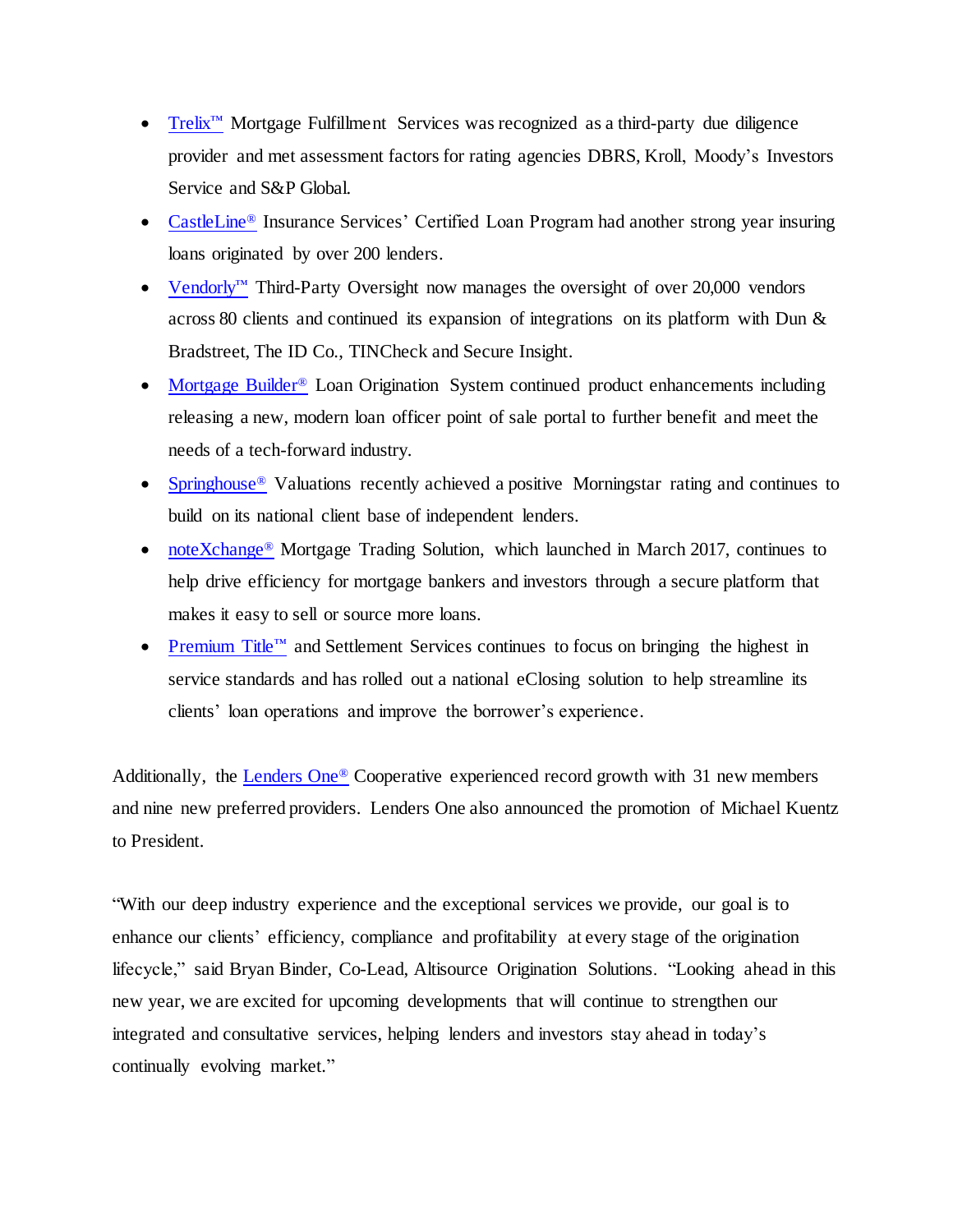- Trelix™ Mortgage Fulfillment Services was recognized as a third-party due diligence provider and met assessment factors for rating agencies DBRS, Kroll, Moody's Investors Service and S&P Global.
- CastleLine® Insurance Services' Certified Loan Program had another strong year insuring loans originated by over 200 lenders.
- Vendorly™ Third-Party Oversight now manages the oversight of over 20,000 vendors across 80 clients and continued its expansion of integrations on its platform with Dun & Bradstreet, The ID Co., TINCheck and Secure Insight.
- Mortgage Builder® Loan Origination System continued product enhancements including releasing a new, modern loan officer point of sale portal to further benefit and meet the needs of a tech-forward industry.
- Springhouse® Valuations recently achieved a positive Morningstar rating and continues to build on its national client base of independent lenders.
- noteXchange® Mortgage Trading Solution, which launched in March 2017, continues to help drive efficiency for mortgage bankers and investors through a secure platform that makes it easy to sell or source more loans.
- Premium Title™ and Settlement Services continues to focus on bringing the highest in service standards and has rolled out a national eClosing solution to help streamline its clients' loan operations and improve the borrower's experience.

Additionally, the Lenders One® Cooperative experienced record growth with 31 new members and nine new preferred providers. Lenders One also announced the promotion of Michael Kuentz to President.

"With our deep industry experience and the exceptional services we provide, our goal is to enhance our clients' efficiency, compliance and profitability at every stage of the origination lifecycle," said Bryan Binder, Co-Lead, Altisource Origination Solutions. "Looking ahead in this new year, we are excited for upcoming developments that will continue to strengthen our integrated and consultative services, helping lenders and investors stay ahead in today's continually evolving market."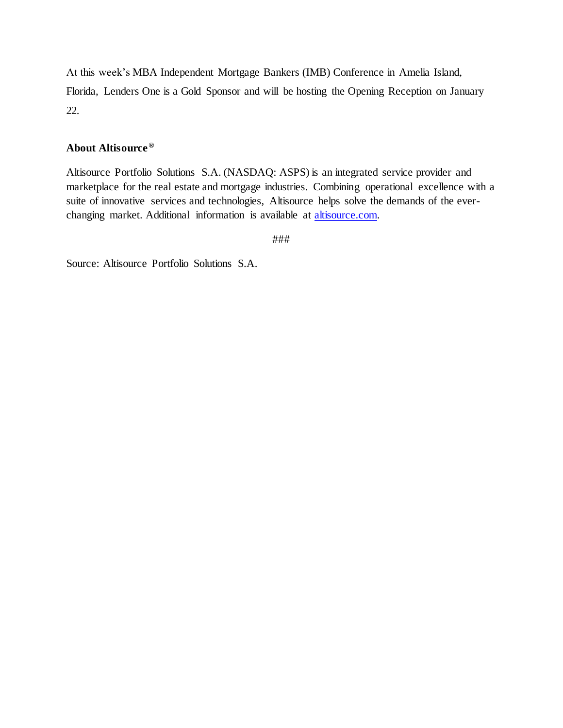At this week's MBA Independent Mortgage Bankers (IMB) Conference in Amelia Island, Florida, Lenders One is a Gold Sponsor and will be hosting the Opening Reception on January 22.

**About Altisource®**

Altisource Portfolio Solutions S.A. (NASDAQ: ASPS) is an integrated service provider and marketplace for the real estate and mortgage industries. Combining operational excellence with a suite of innovative services and technologies, Altisource helps solve the demands of the ever-changing market. Additional information is available at [altisource.com](altisource.com).

###

Source: Altisource Portfolio Solutions S.A.